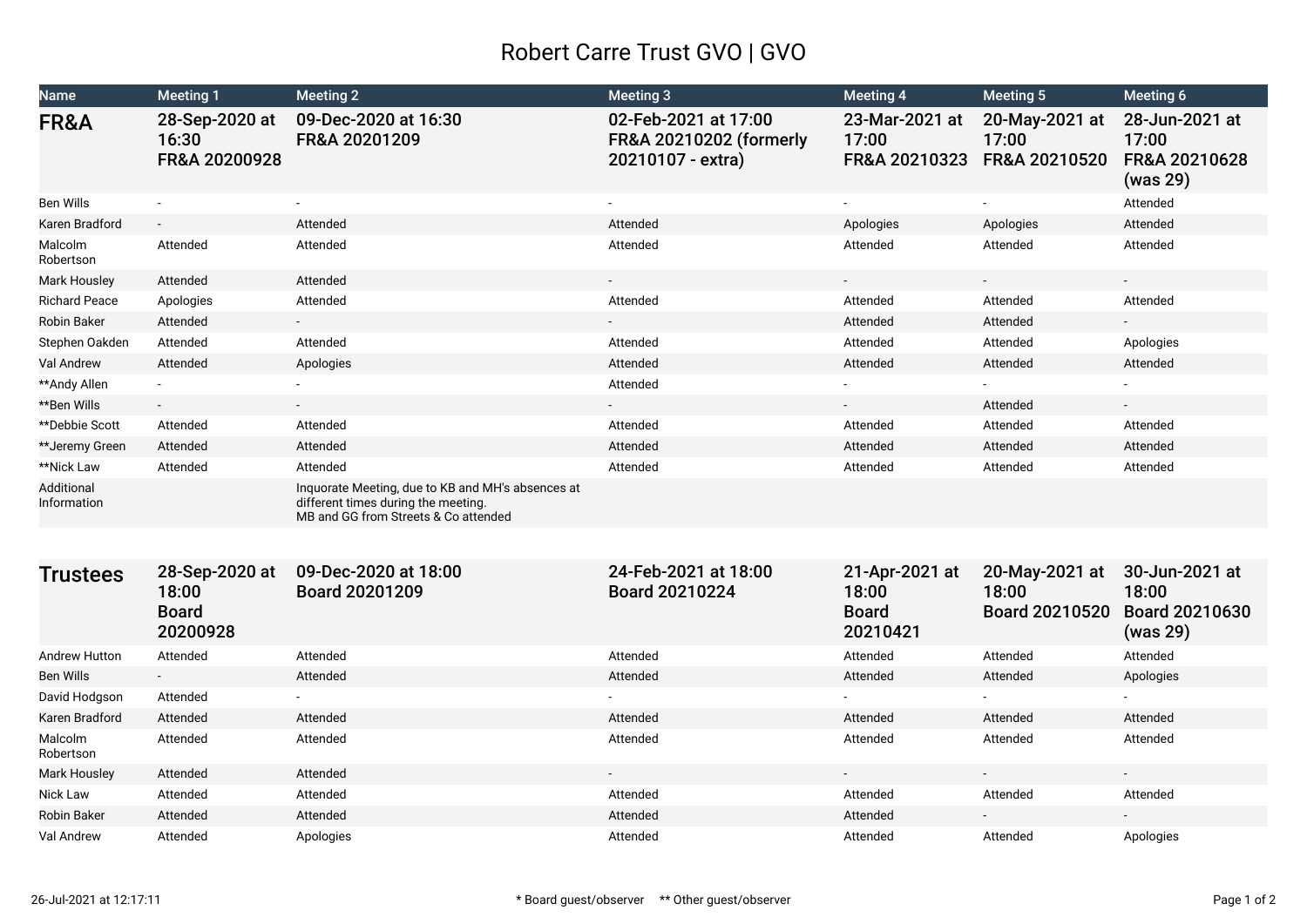# Robert Carre Trust GVO | GVO

| Name | Meeting 1 | Meeting 2 | Meeting 3 | Meeting 4 | Meeting 5 | Meeting 6 |
|---|---|---|---|---|---|---|
| **FR&A** | **28-Sep-2020 at 16:30 FR&A 20200928** | **09-Dec-2020 at 16:30 FR&A 20201209** | **02-Feb-2021 at 17:00 FR&A 20210202 (formerly 20210107 - extra)** | **23-Mar-2021 at 17:00 FR&A 20210323** | **20-May-2021 at 17:00 FR&A 20210520** | **28-Jun-2021 at 17:00 FR&A 20210628 (was 29)** |
| Ben Wills | - | - | - | - | - | Attended |
| Karen Bradford | - | Attended | Attended | Apologies | Apologies | Attended |
| Malcolm Robertson | Attended | Attended | Attended | Attended | Attended | Attended |
| Mark Housley | Attended | Attended | - | - | - | - |
| Richard Peace | Apologies | Attended | Attended | Attended | Attended | Attended |
| Robin Baker | Attended | - | - | Attended | Attended | - |
| Stephen Oakden | Attended | Attended | Attended | Attended | Attended | Apologies |
| Val Andrew | Attended | Apologies | Attended | Attended | Attended | Attended |
| **Andy Allen | - | - | Attended | - | - | - |
| **Ben Wills | - | - | - | - | Attended | - |
| **Debbie Scott | Attended | Attended | Attended | Attended | Attended | Attended |
| **Jeremy Green | Attended | Attended | Attended | Attended | Attended | Attended |
| **Nick Law | Attended | Attended | Attended | Attended | Attended | Attended |
| Additional Information | | Inquorate Meeting, due to KB and MH's absences at different times during the meeting. MB and GG from Streets & Co attended | | | | |

| Name | Meeting 1 | Meeting 2 | Meeting 3 | Meeting 4 | Meeting 5 | Meeting 6 |
|---|---|---|---|---|---|---|
| **Trustees** | **28-Sep-2020 at 18:00 Board 20200928** | **09-Dec-2020 at 18:00 Board 20201209** | **24-Feb-2021 at 18:00 Board 20210224** | **21-Apr-2021 at 18:00 Board 20210421** | **20-May-2021 at 18:00 Board 20210520** | **30-Jun-2021 at 18:00 Board 20210630 (was 29)** |
| Andrew Hutton | Attended | Attended | Attended | Attended | Attended | Attended |
| Ben Wills | - | Attended | Attended | Attended | Attended | Apologies |
| David Hodgson | Attended | - | - | - | - | - |
| Karen Bradford | Attended | Attended | Attended | Attended | Attended | Attended |
| Malcolm Robertson | Attended | Attended | Attended | Attended | Attended | Attended |
| Mark Housley | Attended | Attended | - | - | - | - |
| Nick Law | Attended | Attended | Attended | Attended | Attended | Attended |
| Robin Baker | Attended | Attended | Attended | Attended | - | - |
| Val Andrew | Attended | Apologies | Attended | Attended | Attended | Apologies |

26-Jul-2021 at 12:17:11 — * Board guest/observer ** Other guest/observer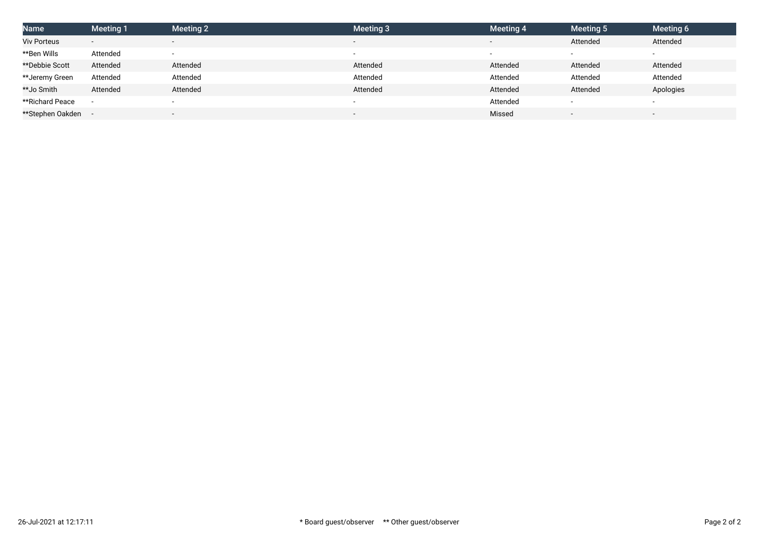| Name | Meeting 1 | Meeting 2 | Meeting 3 | Meeting 4 | Meeting 5 | Meeting 6 |
|---|---|---|---|---|---|---|
| Viv Porteus | - | - | - | - | Attended | Attended |
| **Ben Wills | Attended | - | - | - | - | - |
| **Debbie Scott | Attended | Attended | Attended | Attended | Attended | Attended |
| **Jeremy Green | Attended | Attended | Attended | Attended | Attended | Attended |
| **Jo Smith | Attended | Attended | Attended | Attended | Attended | Apologies |
| **Richard Peace | - | - | - | Attended | - | - |
| **Stephen Oakden | - | - | - | Missed | - | - |

26-Jul-2021 at 12:17:11

* Board guest/observer     ** Other guest/observer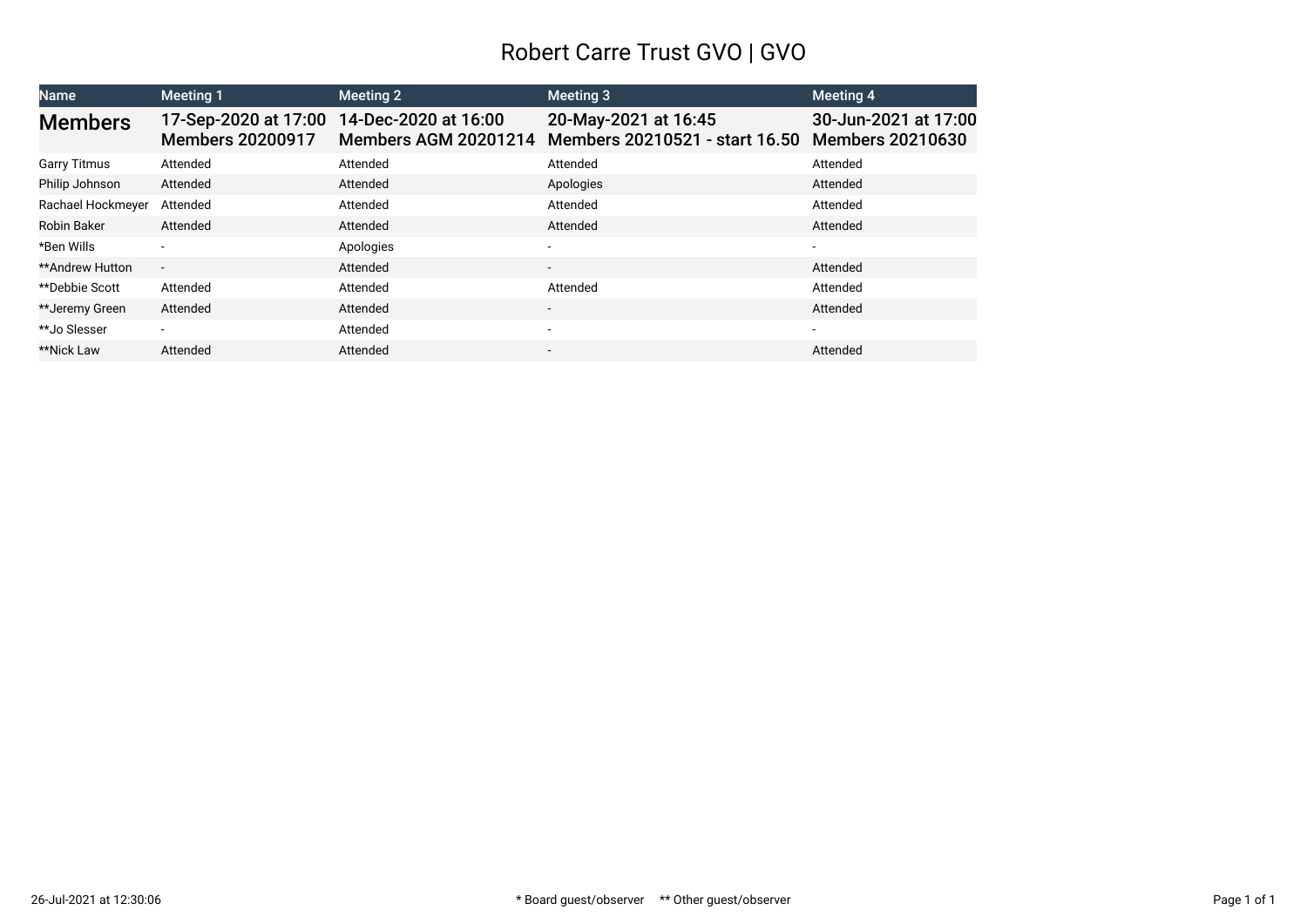# Robert Carre Trust GVO | GVO

| Name | Meeting 1 | Meeting 2 | Meeting 3 | Meeting 4 |
|---|---|---|---|---|
| **Members** | **17-Sep-2020 at 17:00 Members 20200917** | **14-Dec-2020 at 16:00 Members AGM 20201214** | **20-May-2021 at 16:45 Members 20210521 - start 16.50** | **30-Jun-2021 at 17:00 Members 20210630** |
| Garry Titmus | Attended | Attended | Attended | Attended |
| Philip Johnson | Attended | Attended | Apologies | Attended |
| Rachael Hockmeyer | Attended | Attended | Attended | Attended |
| Robin Baker | Attended | Attended | Attended | Attended |
| *Ben Wills | - | Apologies | - | - |
| **Andrew Hutton | - | Attended | - | Attended |
| **Debbie Scott | Attended | Attended | Attended | Attended |
| **Jeremy Green | Attended | Attended | - | Attended |
| **Jo Slesser | - | Attended | - | - |
| **Nick Law | Attended | Attended | - | Attended |

26-Jul-2021 at 12:30:06

\* Board guest/observer    ** Other guest/observer